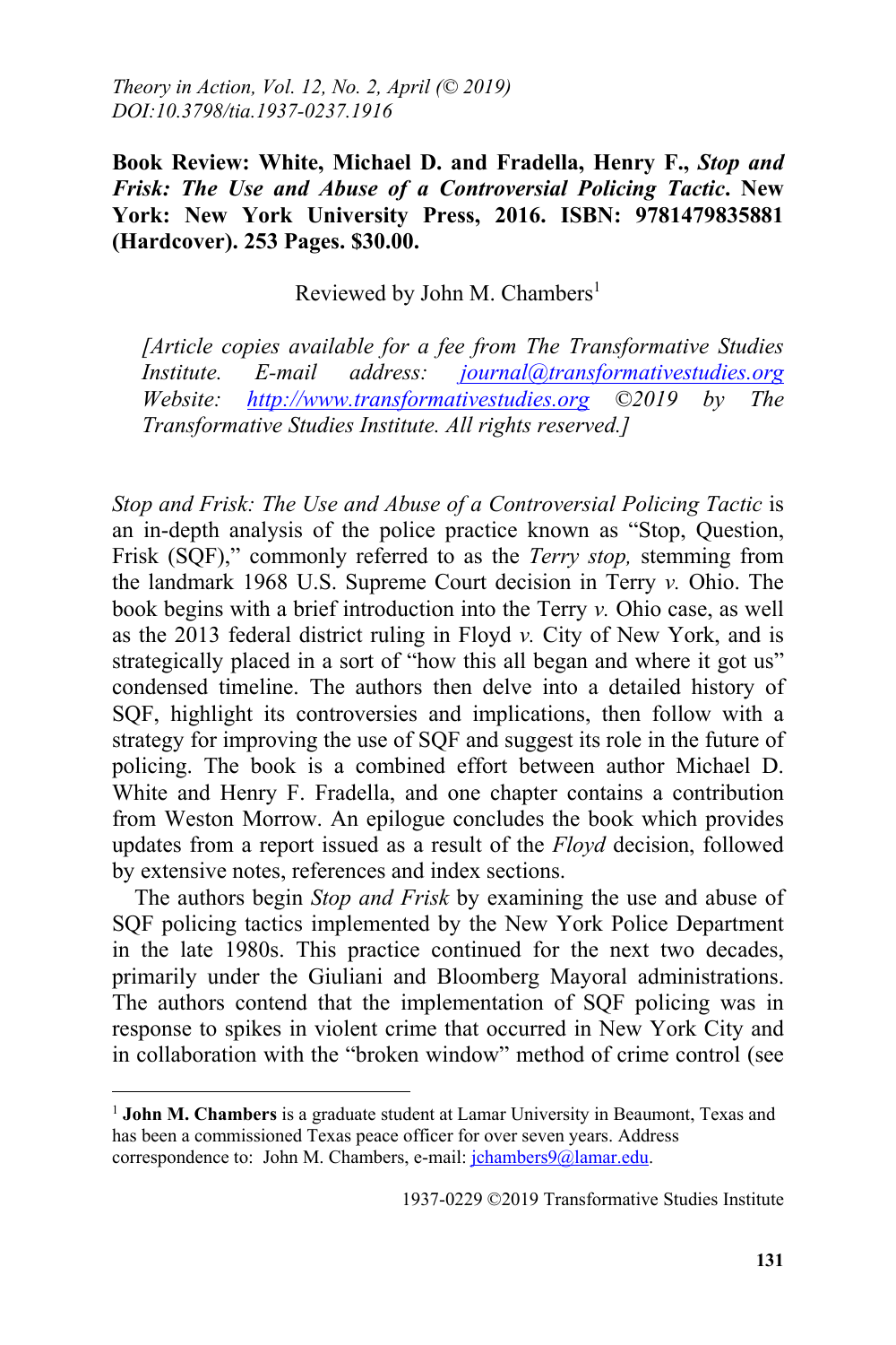*Theory in Action, Vol. 12, No. 2, April (© 2019)*
*DOI:10.3798/tia.1937-0237.1916*

**Book Review: White, Michael D. and Fradella, Henry F., *Stop and Frisk: The Use and Abuse of a Controversial Policing Tactic*. New York: New York University Press, 2016. ISBN: 9781479835881 (Hardcover). 253 Pages. $30.00.**

Reviewed by John M. Chambers[1]

*[Article copies available for a fee from The Transformative Studies Institute. E-mail address: journal@transformativestudies.org Website: http://www.transformativestudies.org ©2019 by The Transformative Studies Institute. All rights reserved.]*

*Stop and Frisk: The Use and Abuse of a Controversial Policing Tactic* is an in-depth analysis of the police practice known as "Stop, Question, Frisk (SQF)," commonly referred to as the *Terry stop,* stemming from the landmark 1968 U.S. Supreme Court decision in Terry *v.* Ohio. The book begins with a brief introduction into the Terry *v.* Ohio case, as well as the 2013 federal district ruling in Floyd *v.* City of New York, and is strategically placed in a sort of "how this all began and where it got us" condensed timeline. The authors then delve into a detailed history of SQF, highlight its controversies and implications, then follow with a strategy for improving the use of SQF and suggest its role in the future of policing. The book is a combined effort between author Michael D. White and Henry F. Fradella, and one chapter contains a contribution from Weston Morrow. An epilogue concludes the book which provides updates from a report issued as a result of the *Floyd* decision, followed by extensive notes, references and index sections.

The authors begin *Stop and Frisk* by examining the use and abuse of SQF policing tactics implemented by the New York Police Department in the late 1980s. This practice continued for the next two decades, primarily under the Giuliani and Bloomberg Mayoral administrations. The authors contend that the implementation of SQF policing was in response to spikes in violent crime that occurred in New York City and in collaboration with the "broken window" method of crime control (see

[1] **John M. Chambers** is a graduate student at Lamar University in Beaumont, Texas and has been a commissioned Texas peace officer for over seven years. Address correspondence to: John M. Chambers, e-mail: jchambers9@lamar.edu.

1937-0229 ©2019 Transformative Studies Institute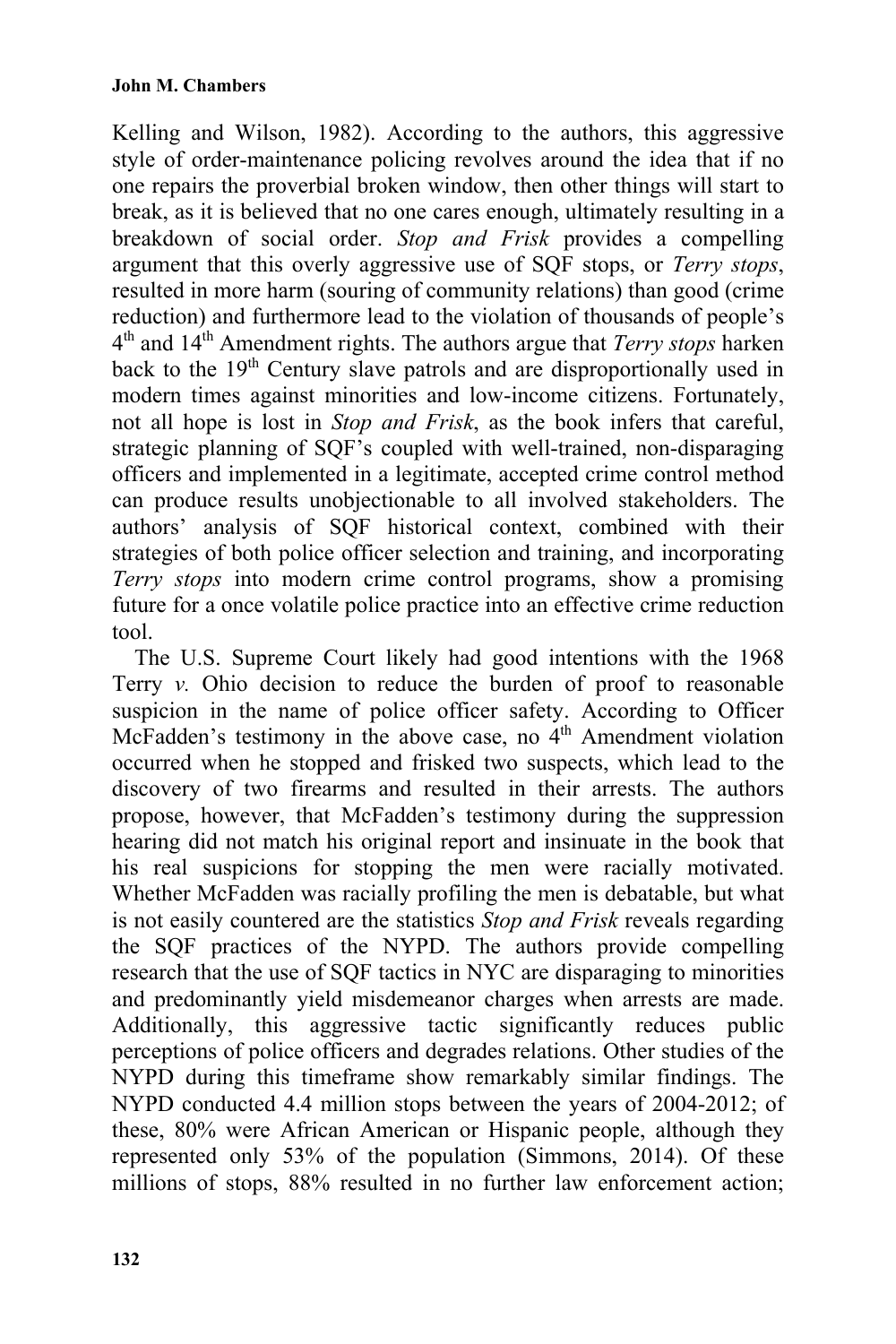Kelling and Wilson, 1982). According to the authors, this aggressive style of order-maintenance policing revolves around the idea that if no one repairs the proverbial broken window, then other things will start to break, as it is believed that no one cares enough, ultimately resulting in a breakdown of social order. *Stop and Frisk* provides a compelling argument that this overly aggressive use of SQF stops, or *Terry stops*, resulted in more harm (souring of community relations) than good (crime reduction) and furthermore lead to the violation of thousands of people's 4th and 14th Amendment rights. The authors argue that *Terry stops* harken back to the 19th Century slave patrols and are disproportionally used in modern times against minorities and low-income citizens. Fortunately, not all hope is lost in *Stop and Frisk*, as the book infers that careful, strategic planning of SQF's coupled with well-trained, non-disparaging officers and implemented in a legitimate, accepted crime control method can produce results unobjectionable to all involved stakeholders. The authors' analysis of SQF historical context, combined with their strategies of both police officer selection and training, and incorporating *Terry stops* into modern crime control programs, show a promising future for a once volatile police practice into an effective crime reduction tool.

The U.S. Supreme Court likely had good intentions with the 1968 Terry *v.* Ohio decision to reduce the burden of proof to reasonable suspicion in the name of police officer safety. According to Officer McFadden's testimony in the above case, no 4th Amendment violation occurred when he stopped and frisked two suspects, which lead to the discovery of two firearms and resulted in their arrests. The authors propose, however, that McFadden's testimony during the suppression hearing did not match his original report and insinuate in the book that his real suspicions for stopping the men were racially motivated. Whether McFadden was racially profiling the men is debatable, but what is not easily countered are the statistics *Stop and Frisk* reveals regarding the SQF practices of the NYPD. The authors provide compelling research that the use of SQF tactics in NYC are disparaging to minorities and predominantly yield misdemeanor charges when arrests are made. Additionally, this aggressive tactic significantly reduces public perceptions of police officers and degrades relations. Other studies of the NYPD during this timeframe show remarkably similar findings. The NYPD conducted 4.4 million stops between the years of 2004-2012; of these, 80% were African American or Hispanic people, although they represented only 53% of the population (Simmons, 2014). Of these millions of stops, 88% resulted in no further law enforcement action;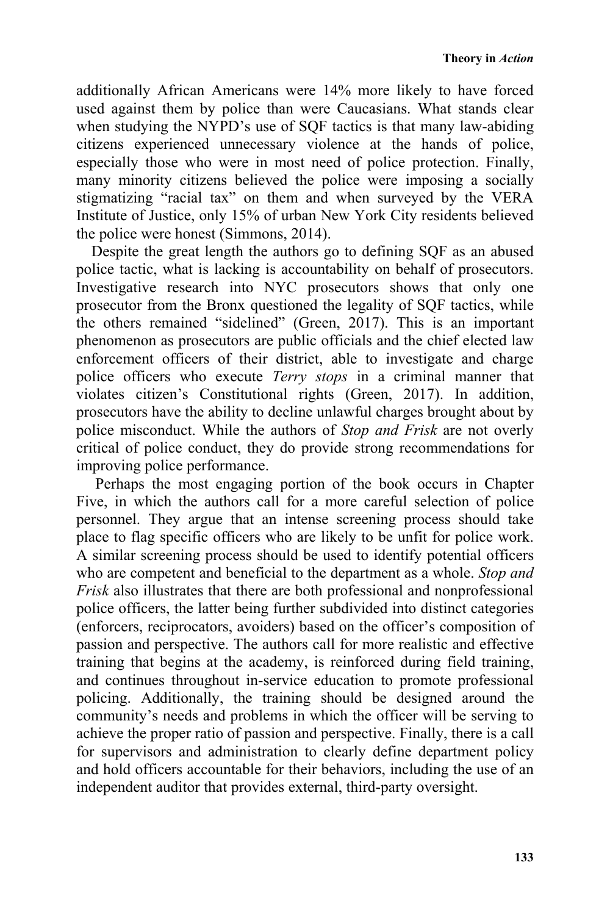additionally African Americans were 14% more likely to have forced used against them by police than were Caucasians. What stands clear when studying the NYPD's use of SQF tactics is that many law-abiding citizens experienced unnecessary violence at the hands of police, especially those who were in most need of police protection. Finally, many minority citizens believed the police were imposing a socially stigmatizing "racial tax" on them and when surveyed by the VERA Institute of Justice, only 15% of urban New York City residents believed the police were honest (Simmons, 2014).

Despite the great length the authors go to defining SQF as an abused police tactic, what is lacking is accountability on behalf of prosecutors. Investigative research into NYC prosecutors shows that only one prosecutor from the Bronx questioned the legality of SQF tactics, while the others remained "sidelined" (Green, 2017). This is an important phenomenon as prosecutors are public officials and the chief elected law enforcement officers of their district, able to investigate and charge police officers who execute *Terry stops* in a criminal manner that violates citizen's Constitutional rights (Green, 2017). In addition, prosecutors have the ability to decline unlawful charges brought about by police misconduct. While the authors of *Stop and Frisk* are not overly critical of police conduct, they do provide strong recommendations for improving police performance.

Perhaps the most engaging portion of the book occurs in Chapter Five, in which the authors call for a more careful selection of police personnel. They argue that an intense screening process should take place to flag specific officers who are likely to be unfit for police work. A similar screening process should be used to identify potential officers who are competent and beneficial to the department as a whole. *Stop and Frisk* also illustrates that there are both professional and nonprofessional police officers, the latter being further subdivided into distinct categories (enforcers, reciprocators, avoiders) based on the officer's composition of passion and perspective. The authors call for more realistic and effective training that begins at the academy, is reinforced during field training, and continues throughout in-service education to promote professional policing. Additionally, the training should be designed around the community's needs and problems in which the officer will be serving to achieve the proper ratio of passion and perspective. Finally, there is a call for supervisors and administration to clearly define department policy and hold officers accountable for their behaviors, including the use of an independent auditor that provides external, third-party oversight.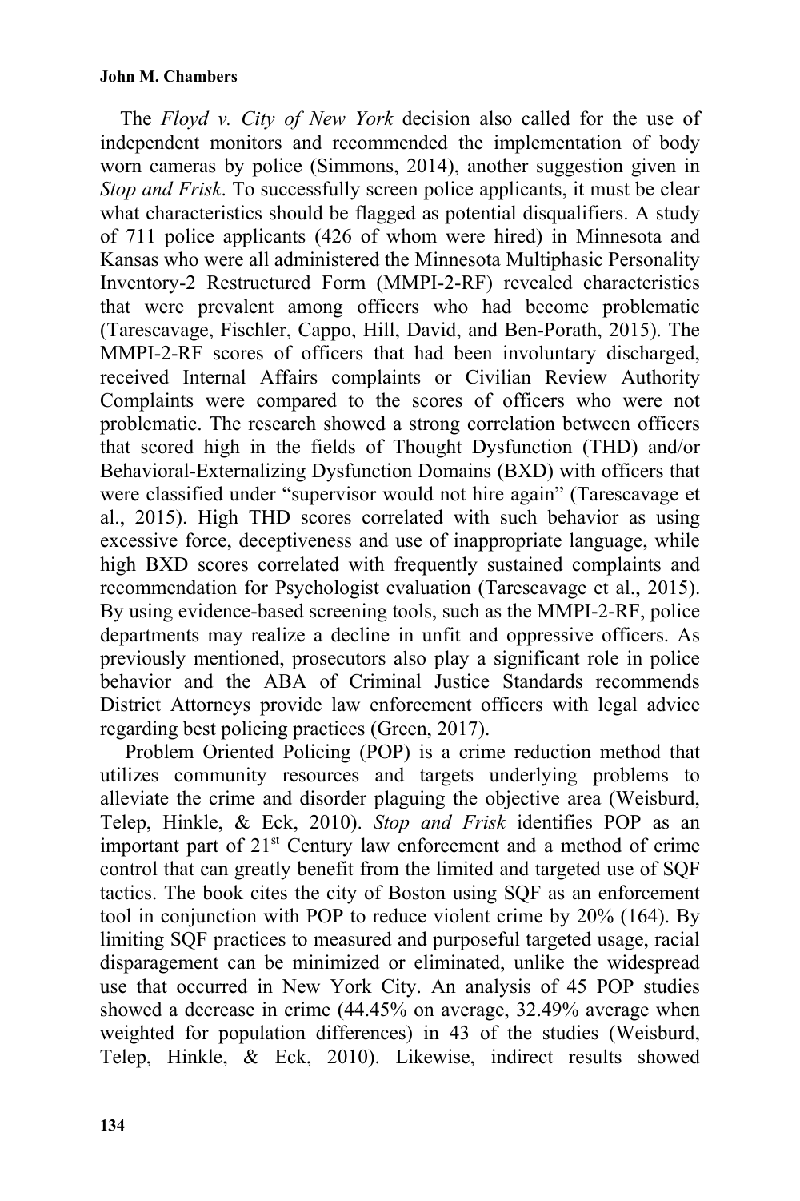The *Floyd v. City of New York* decision also called for the use of independent monitors and recommended the implementation of body worn cameras by police (Simmons, 2014), another suggestion given in *Stop and Frisk*. To successfully screen police applicants, it must be clear what characteristics should be flagged as potential disqualifiers. A study of 711 police applicants (426 of whom were hired) in Minnesota and Kansas who were all administered the Minnesota Multiphasic Personality Inventory-2 Restructured Form (MMPI-2-RF) revealed characteristics that were prevalent among officers who had become problematic (Tarescavage, Fischler, Cappo, Hill, David, and Ben-Porath, 2015). The MMPI-2-RF scores of officers that had been involuntary discharged, received Internal Affairs complaints or Civilian Review Authority Complaints were compared to the scores of officers who were not problematic. The research showed a strong correlation between officers that scored high in the fields of Thought Dysfunction (THD) and/or Behavioral-Externalizing Dysfunction Domains (BXD) with officers that were classified under "supervisor would not hire again" (Tarescavage et al., 2015). High THD scores correlated with such behavior as using excessive force, deceptiveness and use of inappropriate language, while high BXD scores correlated with frequently sustained complaints and recommendation for Psychologist evaluation (Tarescavage et al., 2015). By using evidence-based screening tools, such as the MMPI-2-RF, police departments may realize a decline in unfit and oppressive officers. As previously mentioned, prosecutors also play a significant role in police behavior and the ABA of Criminal Justice Standards recommends District Attorneys provide law enforcement officers with legal advice regarding best policing practices (Green, 2017).

Problem Oriented Policing (POP) is a crime reduction method that utilizes community resources and targets underlying problems to alleviate the crime and disorder plaguing the objective area (Weisburd, Telep, Hinkle, & Eck, 2010). *Stop and Frisk* identifies POP as an important part of 21st Century law enforcement and a method of crime control that can greatly benefit from the limited and targeted use of SQF tactics. The book cites the city of Boston using SQF as an enforcement tool in conjunction with POP to reduce violent crime by 20% (164). By limiting SQF practices to measured and purposeful targeted usage, racial disparagement can be minimized or eliminated, unlike the widespread use that occurred in New York City. An analysis of 45 POP studies showed a decrease in crime (44.45% on average, 32.49% average when weighted for population differences) in 43 of the studies (Weisburd, Telep, Hinkle, & Eck, 2010). Likewise, indirect results showed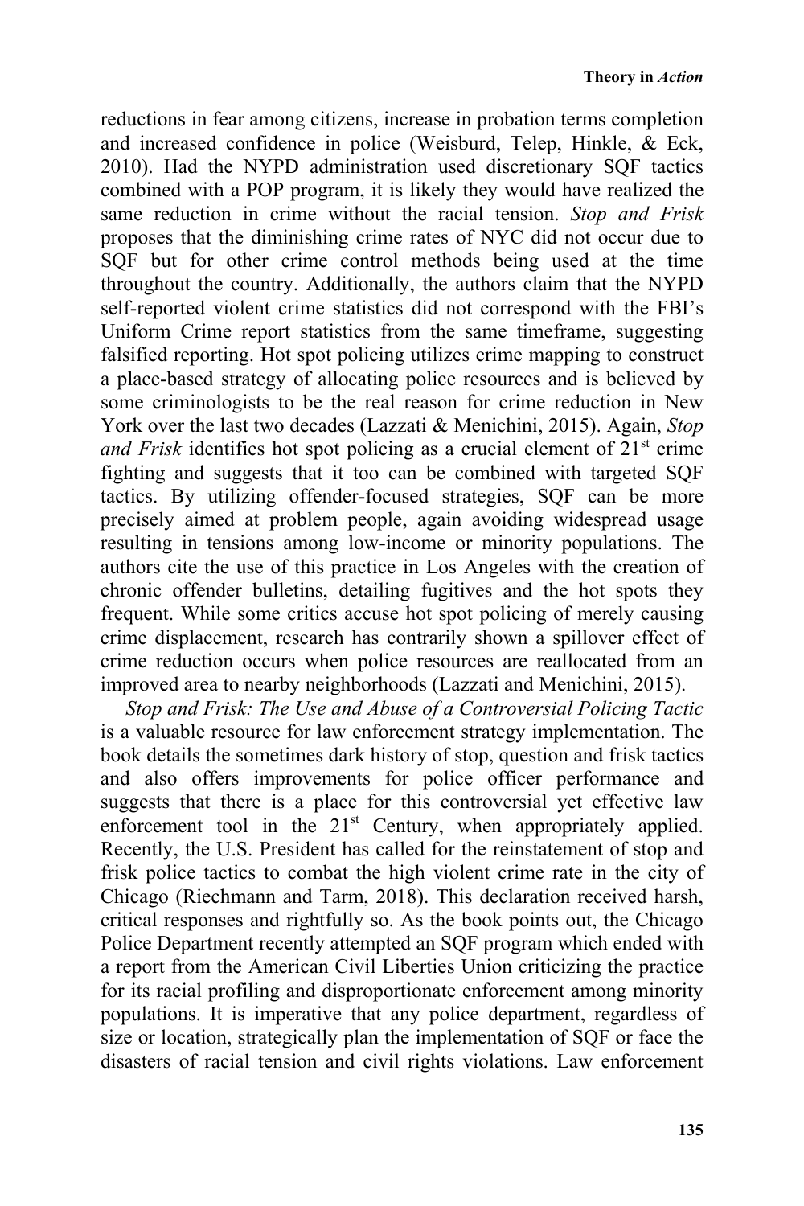reductions in fear among citizens, increase in probation terms completion and increased confidence in police (Weisburd, Telep, Hinkle, & Eck, 2010). Had the NYPD administration used discretionary SQF tactics combined with a POP program, it is likely they would have realized the same reduction in crime without the racial tension. *Stop and Frisk* proposes that the diminishing crime rates of NYC did not occur due to SQF but for other crime control methods being used at the time throughout the country. Additionally, the authors claim that the NYPD self-reported violent crime statistics did not correspond with the FBI's Uniform Crime report statistics from the same timeframe, suggesting falsified reporting. Hot spot policing utilizes crime mapping to construct a place-based strategy of allocating police resources and is believed by some criminologists to be the real reason for crime reduction in New York over the last two decades (Lazzati & Menichini, 2015). Again, *Stop and Frisk* identifies hot spot policing as a crucial element of 21st crime fighting and suggests that it too can be combined with targeted SQF tactics. By utilizing offender-focused strategies, SQF can be more precisely aimed at problem people, again avoiding widespread usage resulting in tensions among low-income or minority populations. The authors cite the use of this practice in Los Angeles with the creation of chronic offender bulletins, detailing fugitives and the hot spots they frequent. While some critics accuse hot spot policing of merely causing crime displacement, research has contrarily shown a spillover effect of crime reduction occurs when police resources are reallocated from an improved area to nearby neighborhoods (Lazzati and Menichini, 2015).

*Stop and Frisk: The Use and Abuse of a Controversial Policing Tactic* is a valuable resource for law enforcement strategy implementation. The book details the sometimes dark history of stop, question and frisk tactics and also offers improvements for police officer performance and suggests that there is a place for this controversial yet effective law enforcement tool in the 21st Century, when appropriately applied. Recently, the U.S. President has called for the reinstatement of stop and frisk police tactics to combat the high violent crime rate in the city of Chicago (Riechmann and Tarm, 2018). This declaration received harsh, critical responses and rightfully so. As the book points out, the Chicago Police Department recently attempted an SQF program which ended with a report from the American Civil Liberties Union criticizing the practice for its racial profiling and disproportionate enforcement among minority populations. It is imperative that any police department, regardless of size or location, strategically plan the implementation of SQF or face the disasters of racial tension and civil rights violations. Law enforcement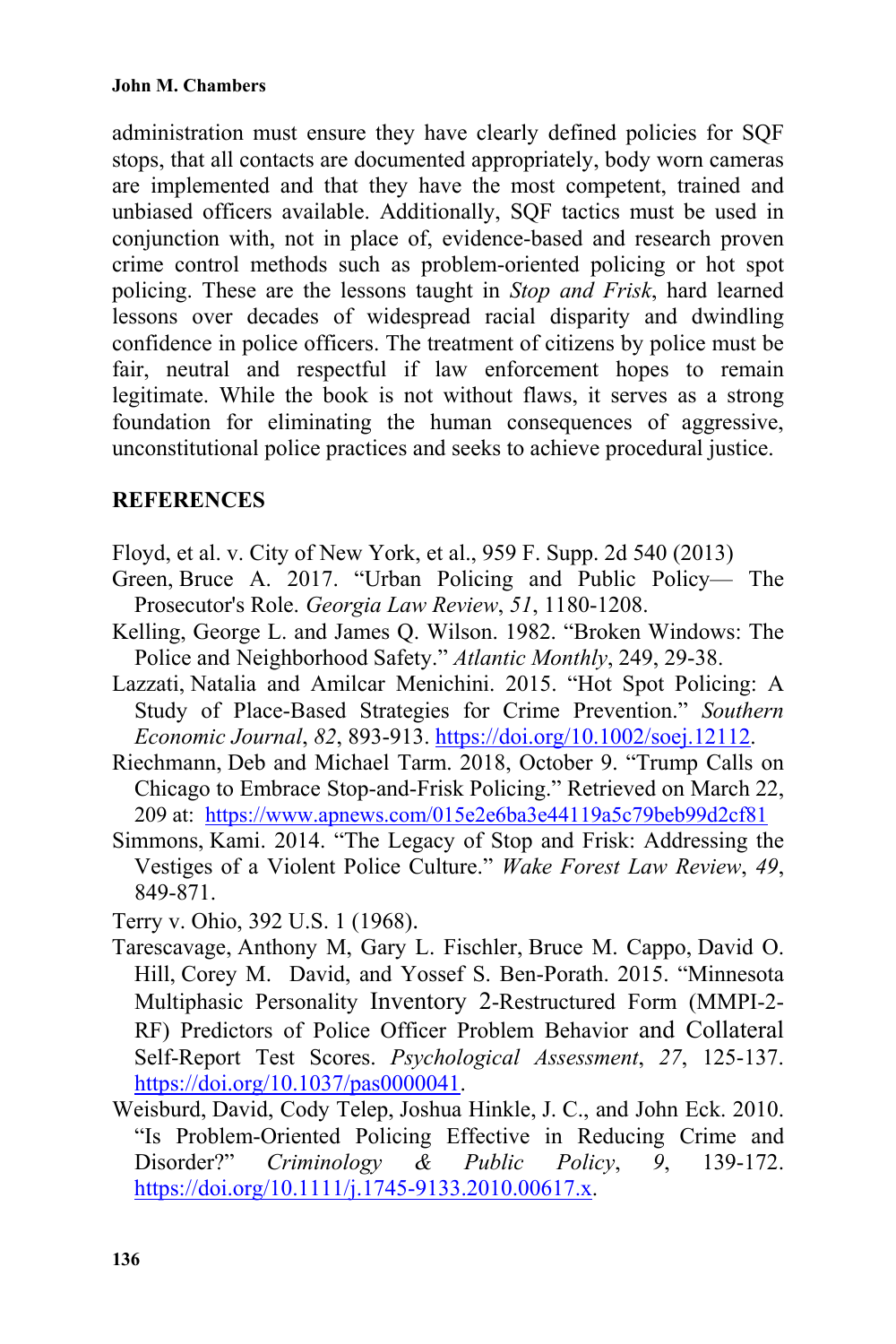administration must ensure they have clearly defined policies for SQF stops, that all contacts are documented appropriately, body worn cameras are implemented and that they have the most competent, trained and unbiased officers available. Additionally, SQF tactics must be used in conjunction with, not in place of, evidence-based and research proven crime control methods such as problem-oriented policing or hot spot policing. These are the lessons taught in *Stop and Frisk*, hard learned lessons over decades of widespread racial disparity and dwindling confidence in police officers. The treatment of citizens by police must be fair, neutral and respectful if law enforcement hopes to remain legitimate. While the book is not without flaws, it serves as a strong foundation for eliminating the human consequences of aggressive, unconstitutional police practices and seeks to achieve procedural justice.

## REFERENCES

Floyd, et al. v. City of New York, et al., 959 F. Supp. 2d 540 (2013)

Green, Bruce A. 2017. "Urban Policing and Public Policy— The Prosecutor's Role. *Georgia Law Review*, *51*, 1180-1208.

Kelling, George L. and James Q. Wilson. 1982. "Broken Windows: The Police and Neighborhood Safety." *Atlantic Monthly*, 249, 29-38.

Lazzati, Natalia and Amilcar Menichini. 2015. "Hot Spot Policing: A Study of Place-Based Strategies for Crime Prevention." *Southern Economic Journal*, *82*, 893-913. https://doi.org/10.1002/soej.12112.

Riechmann, Deb and Michael Tarm. 2018, October 9. "Trump Calls on Chicago to Embrace Stop-and-Frisk Policing." Retrieved on March 22, 209 at: https://www.apnews.com/015e2e6ba3e44119a5c79beb99d2cf81

Simmons, Kami. 2014. "The Legacy of Stop and Frisk: Addressing the Vestiges of a Violent Police Culture." *Wake Forest Law Review*, *49*, 849-871.

Terry v. Ohio, 392 U.S. 1 (1968).

Tarescavage, Anthony M, Gary L. Fischler, Bruce M. Cappo, David O. Hill, Corey M. David, and Yossef S. Ben-Porath. 2015. "Minnesota Multiphasic Personality Inventory 2-Restructured Form (MMPI-2-RF) Predictors of Police Officer Problem Behavior and Collateral Self-Report Test Scores. *Psychological Assessment*, *27*, 125-137. https://doi.org/10.1037/pas0000041.

Weisburd, David, Cody Telep, Joshua Hinkle, J. C., and John Eck. 2010. "Is Problem-Oriented Policing Effective in Reducing Crime and Disorder?" *Criminology & Public Policy*, *9*, 139-172. https://doi.org/10.1111/j.1745-9133.2010.00617.x.